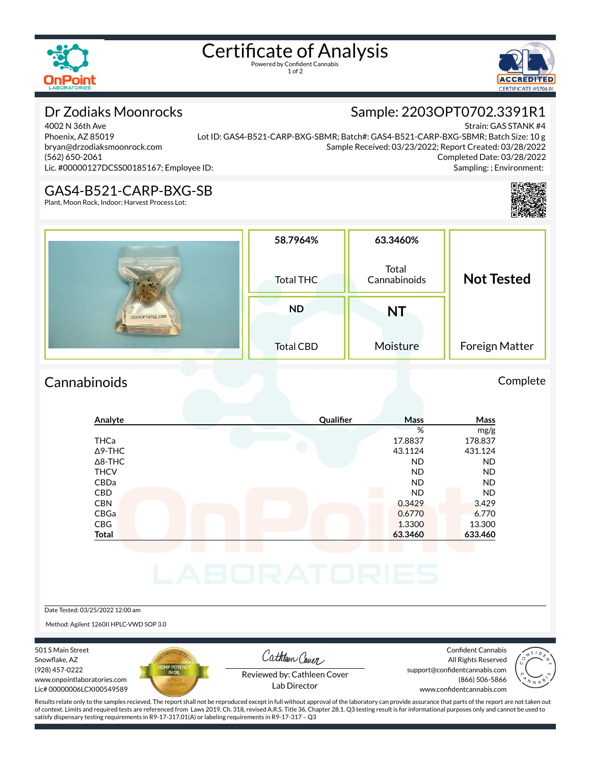# Certificate of Analysis

Powered by Confident Cannabis

## Dr Zodiaks Moonrocks

4002 N 36th Ave
Phoenix, AZ 85019
bryan@drzodiaksmoonrock.com
(562) 650-2061
Lic. #00000127DCSS00185167; Employee ID:

## Sample: 2203OPT0702.3391R1

Strain: GAS STANK #4
Lot ID: GAS4-B521-CARP-BXG-SBMR; Batch#: GAS4-B521-CARP-BXG-SBMR; Batch Size: 10 g
Sample Received: 03/23/2022; Report Created: 03/28/2022
Completed Date: 03/28/2022
Sampling: ; Environment:

## GAS4-B521-CARP-BXG-SB

Plant, Moon Rock, Indoor; Harvest Process Lot:

| 58.7964% | 63.3460% | Not Tested |
|---|---|---|
| Total THC | Total Cannabinoids | |
| ND | NT | |
| Total CBD | Moisture | Foreign Matter |

## Cannabinoids

Complete

| Analyte | Qualifier | Mass % | Mass mg/g |
|---|---|---|---|
| THCa | | 17.8837 | 178.837 |
| Δ9-THC | | 43.1124 | 431.124 |
| Δ8-THC | | ND | ND |
| THCV | | ND | ND |
| CBDa | | ND | ND |
| CBD | | ND | ND |
| CBN | | 0.3429 | 3.429 |
| CBGa | | 0.6770 | 6.770 |
| CBG | | 1.3300 | 13.300 |
| **Total** | | **63.3460** | **633.460** |

Date Tested: 03/25/2022 12:00 am

Method: Agilent 1260II HPLC-VWD SOP 3.0

501 S Main Street
Snowflake, AZ
(928) 457-0222
www.onpointlaboratories.com
Lic# 00000006LCXI00549589

Reviewed by: Cathleen Cover
Lab Director

Confident Cannabis
All Rights Reserved
support@confidentcannabis.com
(866) 506-5866
www.confidentcannabis.com

Results relate only to the samples recieved. The report shall not be reproduced except in full without approval of the laboratory can provide assurance that parts of the report are not taken out of context. Limits and required tests are referenced from Laws 2019, Ch. 318, revised A.R.S. Title 36, Chapter 28.1. Q3 testing result is for informational purposes only and cannot be used to satisfy dispensary testing requirements in R9-17-317.01(A) or labeling requirements in R9-17-317 – Q3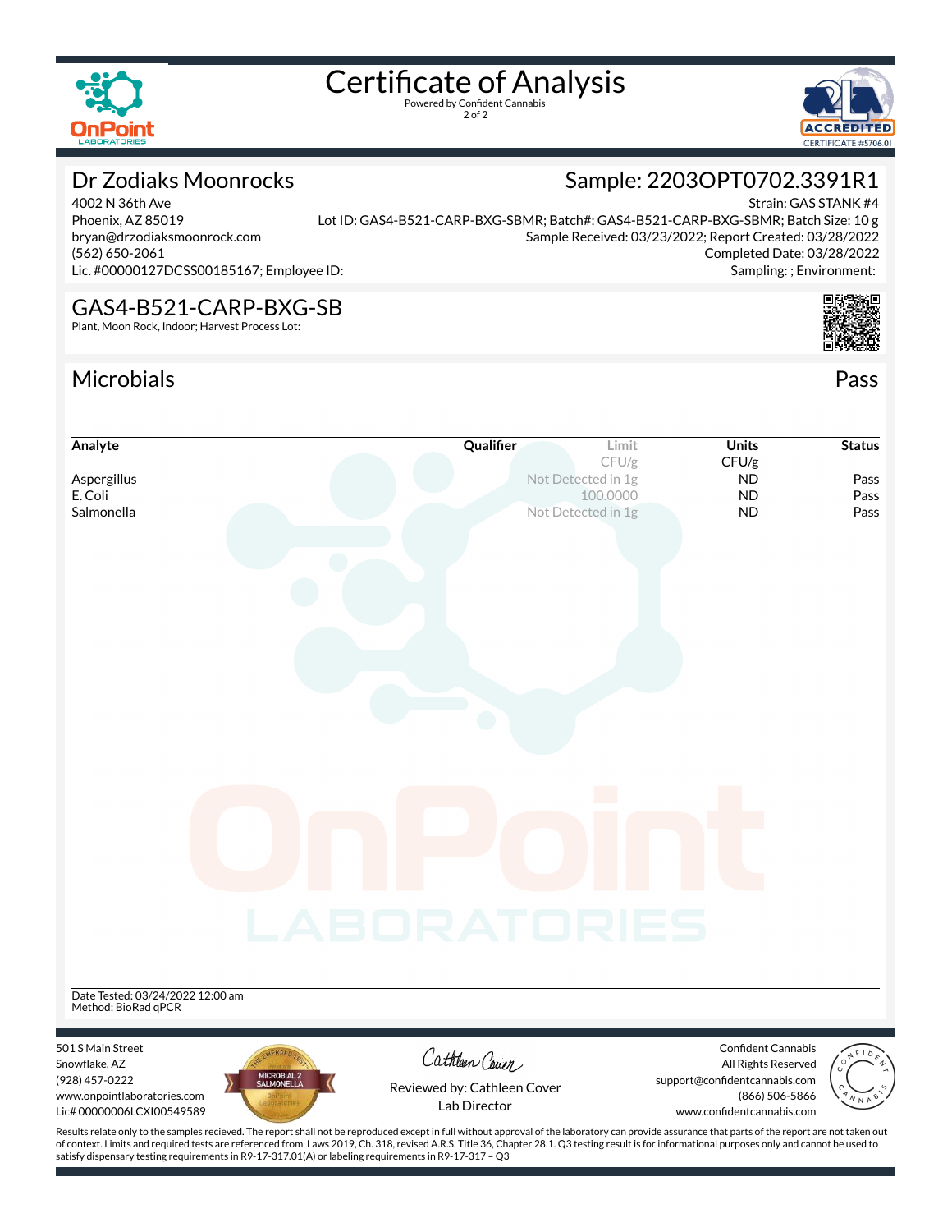# Certificate of Analysis

Powered by Confident Cannabis

## Dr Zodiaks Moonrocks

4002 N 36th Ave
Phoenix, AZ 85019
bryan@drzodiaksmoonrock.com
(562) 650-2061
Lic. #00000127DCSS00185167; Employee ID:

## Sample: 2203OPT0702.3391R1

Strain: GAS STANK #4
Lot ID: GAS4-B521-CARP-BXG-SBMR; Batch#: GAS4-B521-CARP-BXG-SBMR; Batch Size: 10 g
Sample Received: 03/23/2022; Report Created: 03/28/2022
Completed Date: 03/28/2022
Sampling: ; Environment:

## GAS4-B521-CARP-BXG-SB

Plant, Moon Rock, Indoor; Harvest Process Lot:

## Microbials

Pass

| Analyte | Qualifier | Limit | Units | Status |
|---|---|---|---|---|
| | | CFU/g | CFU/g | |
| Aspergillus | | Not Detected in 1g | ND | Pass |
| E. Coli | | 100.0000 | ND | Pass |
| Salmonella | | Not Detected in 1g | ND | Pass |

Date Tested: 03/24/2022 12:00 am
Method: BioRad qPCR

501 S Main Street
Snowflake, AZ
(928) 457-0222
www.onpointlaboratories.com
Lic# 00000006LCXI00549589

Reviewed by: Cathleen Cover
Lab Director

Confident Cannabis
All Rights Reserved
support@confidentcannabis.com
(866) 506-5866
www.confidentcannabis.com

Results relate only to the samples recieved. The report shall not be reproduced except in full without approval of the laboratory can provide assurance that parts of the report are not taken out of context. Limits and required tests are referenced from Laws 2019, Ch. 318, revised A.R.S. Title 36, Chapter 28.1. Q3 testing result is for informational purposes only and cannot be used to satisfy dispensary testing requirements in R9-17-317.01(A) or labeling requirements in R9-17-317 – Q3